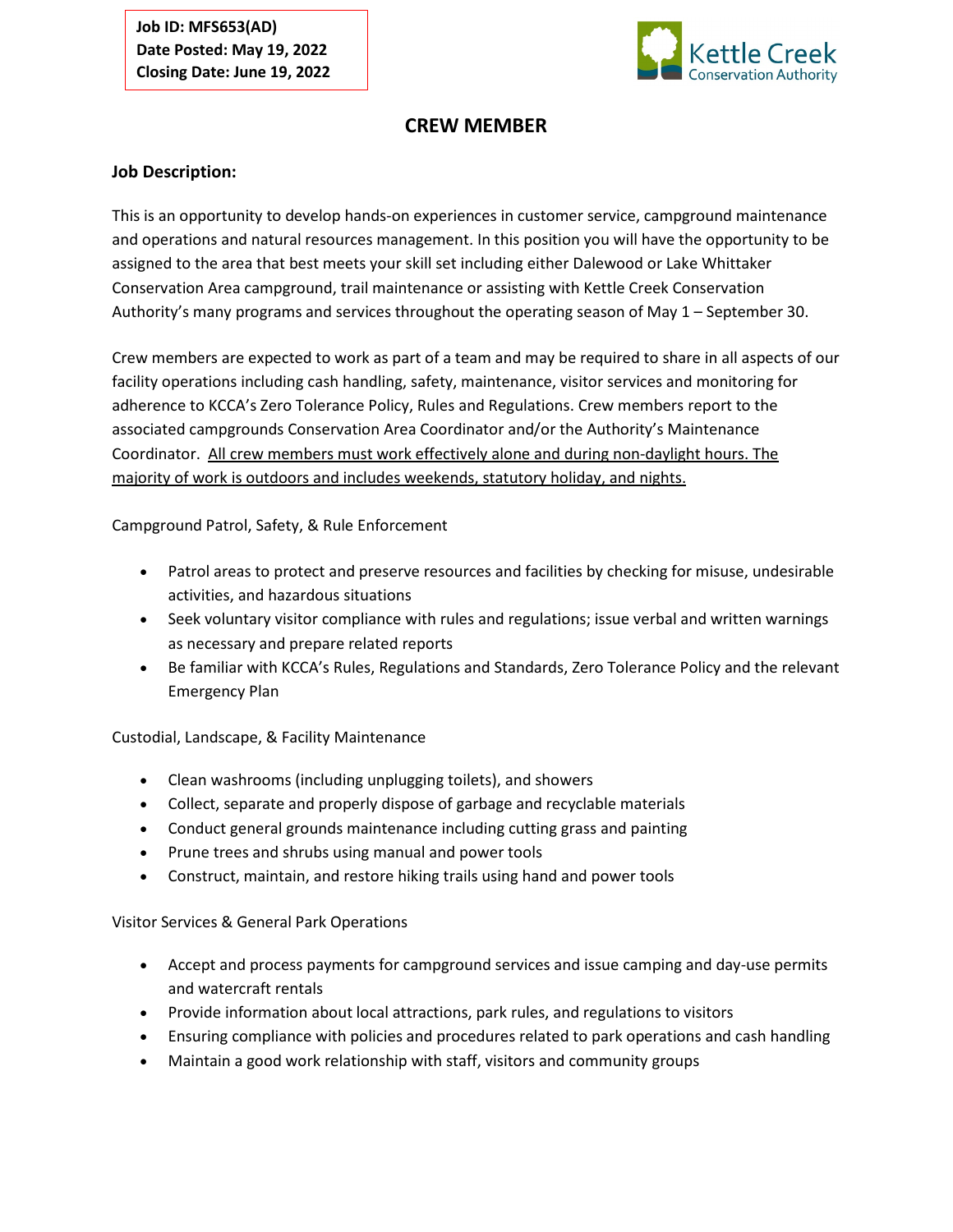**Job ID: MFS653(AD)**
**Date Posted: May 19, 2022**
**Closing Date: June 19, 2022**

Kettle Creek Conservation Authority

# CREW MEMBER

## Job Description:

This is an opportunity to develop hands-on experiences in customer service, campground maintenance and operations and natural resources management. In this position you will have the opportunity to be assigned to the area that best meets your skill set including either Dalewood or Lake Whittaker Conservation Area campground, trail maintenance or assisting with Kettle Creek Conservation Authority's many programs and services throughout the operating season of May 1 – September 30.

Crew members are expected to work as part of a team and may be required to share in all aspects of our facility operations including cash handling, safety, maintenance, visitor services and monitoring for adherence to KCCA's Zero Tolerance Policy, Rules and Regulations. Crew members report to the associated campgrounds Conservation Area Coordinator and/or the Authority's Maintenance Coordinator. <u>All crew members must work effectively alone and during non-daylight hours. The majority of work is outdoors and includes weekends, statutory holiday, and nights.</u>

Campground Patrol, Safety, & Rule Enforcement

- Patrol areas to protect and preserve resources and facilities by checking for misuse, undesirable activities, and hazardous situations
- Seek voluntary visitor compliance with rules and regulations; issue verbal and written warnings as necessary and prepare related reports
- Be familiar with KCCA's Rules, Regulations and Standards, Zero Tolerance Policy and the relevant Emergency Plan

Custodial, Landscape, & Facility Maintenance

- Clean washrooms (including unplugging toilets), and showers
- Collect, separate and properly dispose of garbage and recyclable materials
- Conduct general grounds maintenance including cutting grass and painting
- Prune trees and shrubs using manual and power tools
- Construct, maintain, and restore hiking trails using hand and power tools

Visitor Services & General Park Operations

- Accept and process payments for campground services and issue camping and day-use permits and watercraft rentals
- Provide information about local attractions, park rules, and regulations to visitors
- Ensuring compliance with policies and procedures related to park operations and cash handling
- Maintain a good work relationship with staff, visitors and community groups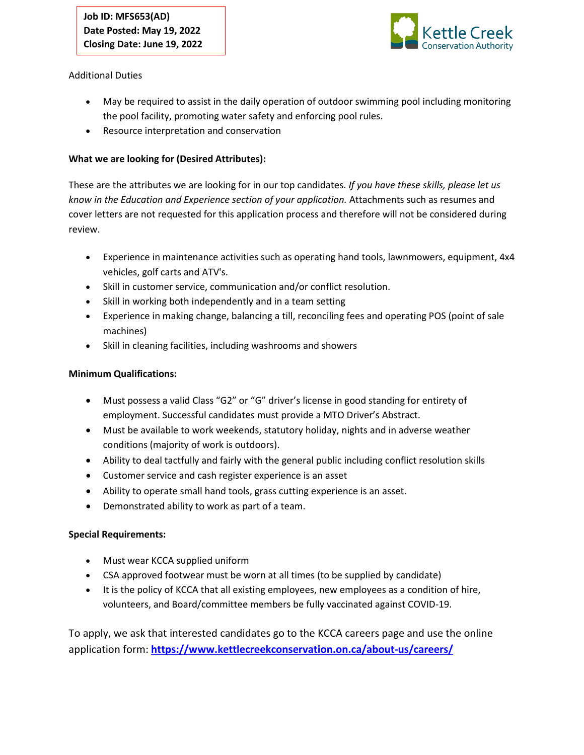**Job ID: MFS653(AD)**
**Date Posted: May 19, 2022**
**Closing Date: June 19, 2022**

Additional Duties

- May be required to assist in the daily operation of outdoor swimming pool including monitoring the pool facility, promoting water safety and enforcing pool rules.
- Resource interpretation and conservation

**What we are looking for (Desired Attributes):**

These are the attributes we are looking for in our top candidates. *If you have these skills, please let us know in the Education and Experience section of your application.* Attachments such as resumes and cover letters are not requested for this application process and therefore will not be considered during review.

- Experience in maintenance activities such as operating hand tools, lawnmowers, equipment, 4x4 vehicles, golf carts and ATV's.
- Skill in customer service, communication and/or conflict resolution.
- Skill in working both independently and in a team setting
- Experience in making change, balancing a till, reconciling fees and operating POS (point of sale machines)
- Skill in cleaning facilities, including washrooms and showers

**Minimum Qualifications:**

- Must possess a valid Class "G2" or "G" driver's license in good standing for entirety of employment. Successful candidates must provide a MTO Driver's Abstract.
- Must be available to work weekends, statutory holiday, nights and in adverse weather conditions (majority of work is outdoors).
- Ability to deal tactfully and fairly with the general public including conflict resolution skills
- Customer service and cash register experience is an asset
- Ability to operate small hand tools, grass cutting experience is an asset.
- Demonstrated ability to work as part of a team.

**Special Requirements:**

- Must wear KCCA supplied uniform
- CSA approved footwear must be worn at all times (to be supplied by candidate)
- It is the policy of KCCA that all existing employees, new employees as a condition of hire, volunteers, and Board/committee members be fully vaccinated against COVID-19.

To apply, we ask that interested candidates go to the KCCA careers page and use the online application form: **https://www.kettlecreekconservation.on.ca/about-us/careers/**